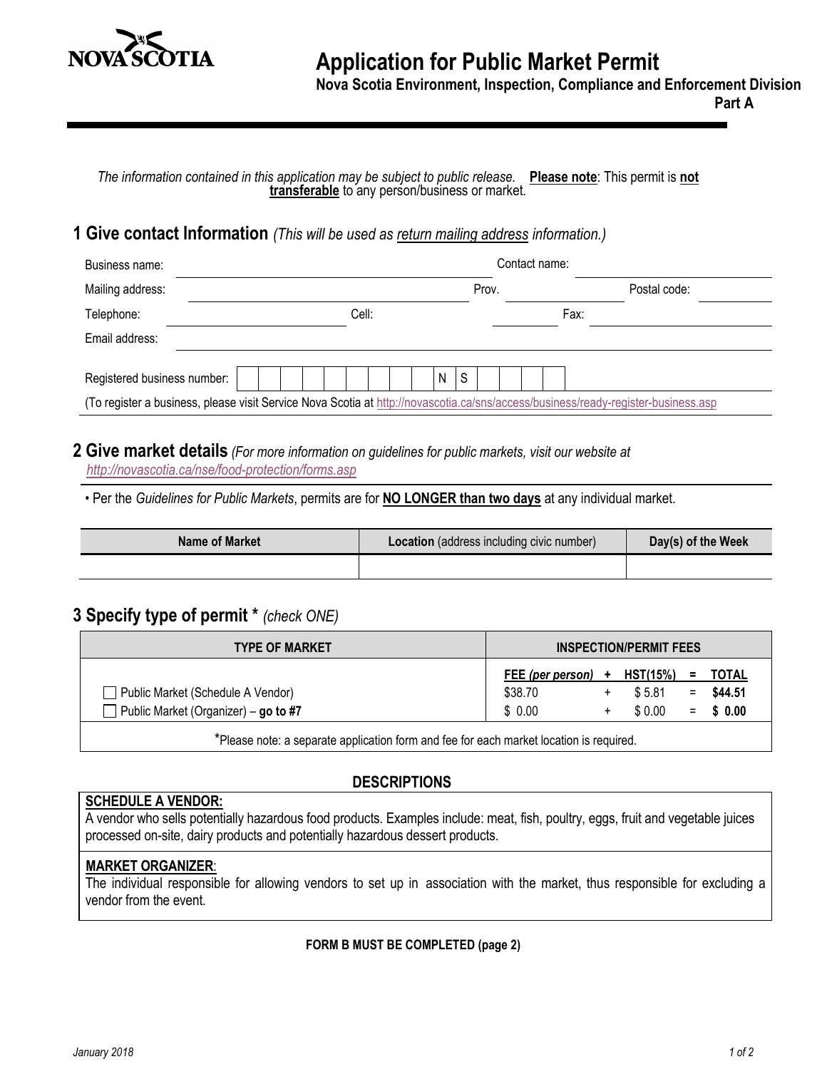NOVA SCOTIA

# Application for Public Market Permit

**Nova Scotia Environment, Inspection, Compliance and Enforcement Division**

**Part A**

*The information contained in this application may be subject to public release.* **Please note**: This permit is **not transferable** to any person/business or market.

## 1 Give contact Information *(This will be used as return mailing address information.)*

Business name: ______________________ Contact name: ______________________

Mailing address: ______________________ Prov. __________ Postal code: __________

Telephone: __________ Cell: __________ Fax: __________

Email address: ______________________

Registered business number: | | | | | | | | | | N | S | | | | |

(To register a business, please visit Service Nova Scotia at http://novascotia.ca/sns/access/business/ready-register-business.asp

## 2 Give market details *(For more information on guidelines for public markets, visit our website at http://novascotia.ca/nse/food-protection/forms.asp*

- Per the *Guidelines for Public Markets*, permits are for **NO LONGER than two days** at any individual market.

| Name of Market | Location (address including civic number) | Day(s) of the Week |
|---|---|---|
| | | |

## 3 Specify type of permit * *(check ONE)*

| TYPE OF MARKET | FEE *(per person)* | + | HST(15%) | = | TOTAL |
|---|---|---|---|---|---|
| ☐ Public Market (Schedule A Vendor) | $38.70 | + | $ 5.81 | = | **$44.51** |
| ☐ Public Market (Organizer) – **go to #7** | $ 0.00 | + | $ 0.00 | = | **$ 0.00** |

*Please note: a separate application form and fee for each market location is required.

### DESCRIPTIONS

**SCHEDULE A VENDOR:**
A vendor who sells potentially hazardous food products. Examples include: meat, fish, poultry, eggs, fruit and vegetable juices processed on-site, dairy products and potentially hazardous dessert products.

**MARKET ORGANIZER**:
The individual responsible for allowing vendors to set up in association with the market, thus responsible for excluding a vendor from the event.

**FORM B MUST BE COMPLETED (page 2)**

January 2018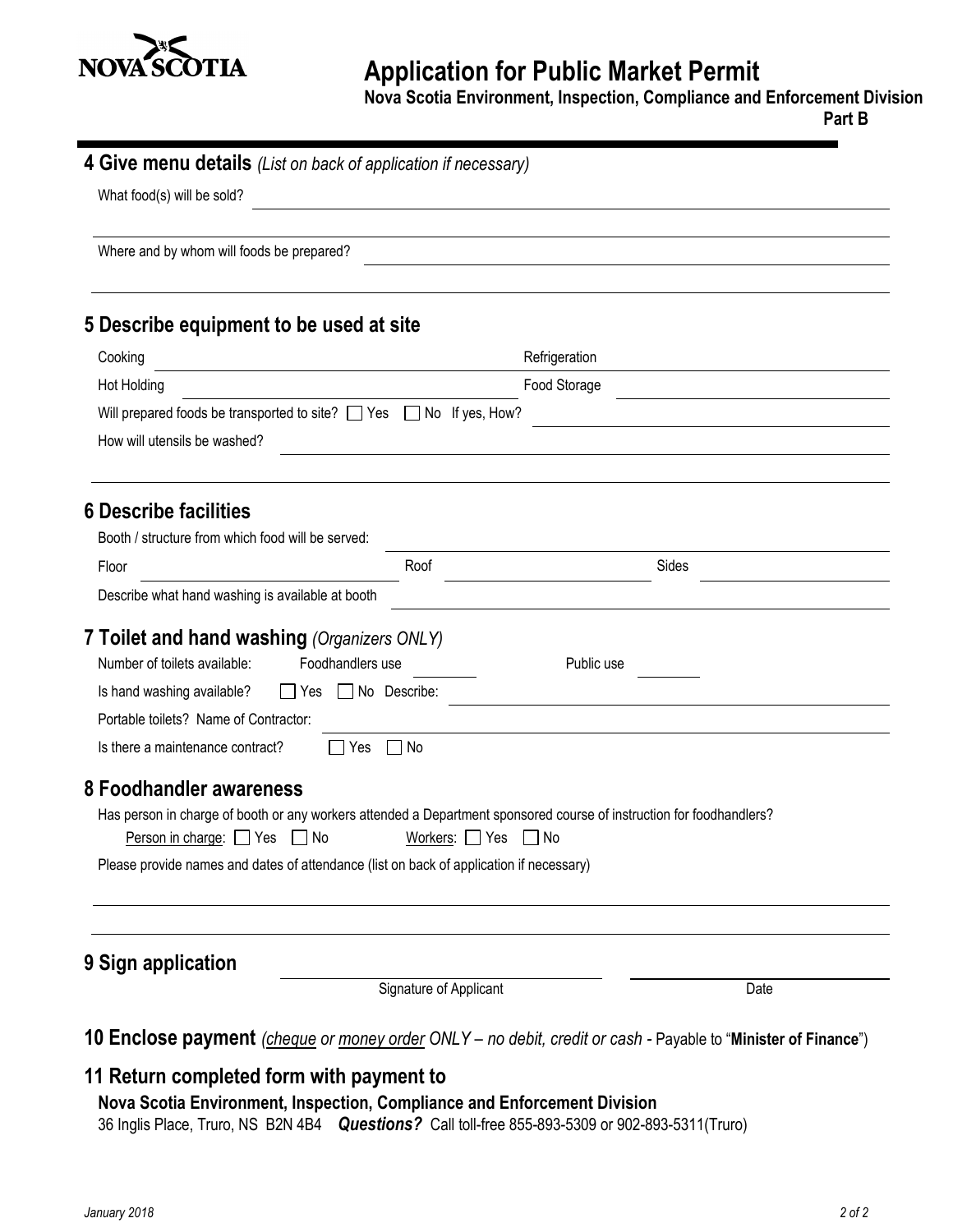# Application for Public Market Permit

**Nova Scotia Environment, Inspection, Compliance and Enforcement Division**

**Part B**

## 4 Give menu details *(List on back of application if necessary)*

What food(s) will be sold? ______________________________

______________________________

Where and by whom will foods be prepared? ______________________________

______________________________

## 5 Describe equipment to be used at site

Cooking ______________________________ Refrigeration ______________________________

Hot Holding ______________________________ Food Storage ______________________________

Will prepared foods be transported to site? ☐ Yes ☐ No If yes, How? ______________________________

How will utensils be washed? ______________________________

______________________________

## 6 Describe facilities

Booth / structure from which food will be served: ______________________________

Floor ______________ Roof ______________ Sides ______________

Describe what hand washing is available at booth ______________________________

## 7 Toilet and hand washing *(Organizers ONLY)*

Number of toilets available: Foodhandlers use ________ Public use ________

Is hand washing available? ☐ Yes ☐ No Describe: ______________________________

Portable toilets? Name of Contractor: ______________________________

Is there a maintenance contract? ☐ Yes ☐ No

## 8 Foodhandler awareness

Has person in charge of booth or any workers attended a Department sponsored course of instruction for foodhandlers?

Person in charge: ☐ Yes ☐ No Workers: ☐ Yes ☐ No

Please provide names and dates of attendance (list on back of application if necessary)

______________________________

______________________________

## 9 Sign application

______________________________ ______________________________

Signature of Applicant Date

## 10 Enclose payment *(cheque or money order ONLY – no debit, credit or cash -* Payable to "**Minister of Finance**")

## 11 Return completed form with payment to

**Nova Scotia Environment, Inspection, Compliance and Enforcement Division**

36 Inglis Place, Truro, NS B2N 4B4 ***Questions?*** Call toll-free 855-893-5309 or 902-893-5311(Truro)

*January 2018*